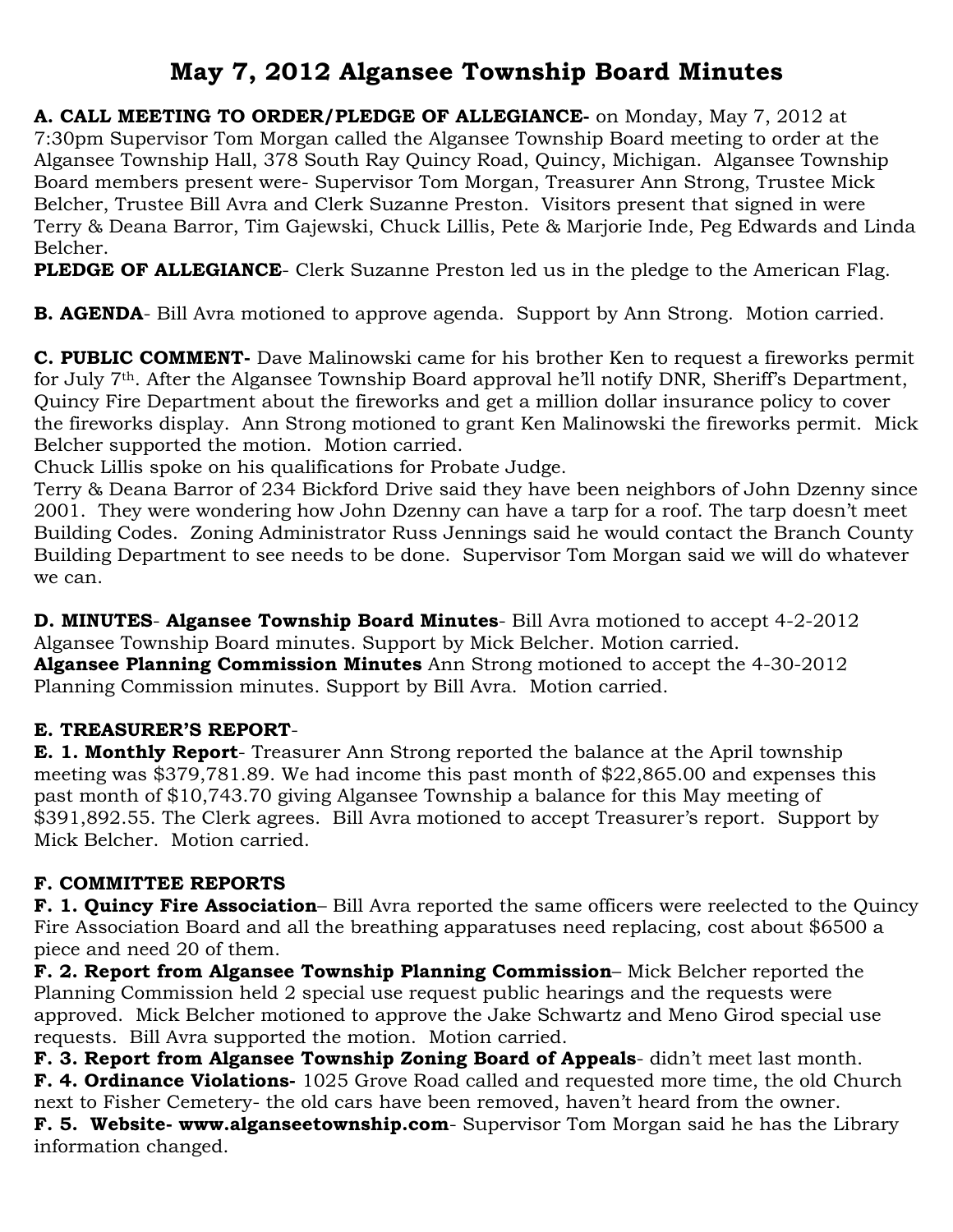# May 7, 2012 Algansee Township Board Minutes

**A. CALL MEETING TO ORDER/PLEDGE OF ALLEGIANCE-** on Monday, May 7, 2012 at 7:30pm Supervisor Tom Morgan called the Algansee Township Board meeting to order at the Algansee Township Hall, 378 South Ray Quincy Road, Quincy, Michigan. Algansee Township Board members present were- Supervisor Tom Morgan, Treasurer Ann Strong, Trustee Mick Belcher, Trustee Bill Avra and Clerk Suzanne Preston. Visitors present that signed in were Terry & Deana Barror, Tim Gajewski, Chuck Lillis, Pete & Marjorie Inde, Peg Edwards and Linda Belcher.

**PLEDGE OF ALLEGIANCE**- Clerk Suzanne Preston led us in the pledge to the American Flag.

**B. AGENDA**- Bill Avra motioned to approve agenda. Support by Ann Strong. Motion carried.

**C. PUBLIC COMMENT-** Dave Malinowski came for his brother Ken to request a fireworks permit for July 7th. After the Algansee Township Board approval he'll notify DNR, Sheriff's Department, Quincy Fire Department about the fireworks and get a million dollar insurance policy to cover the fireworks display. Ann Strong motioned to grant Ken Malinowski the fireworks permit. Mick Belcher supported the motion. Motion carried.

Chuck Lillis spoke on his qualifications for Probate Judge.

Terry & Deana Barror of 234 Bickford Drive said they have been neighbors of John Dzenny since 2001. They were wondering how John Dzenny can have a tarp for a roof. The tarp doesn't meet Building Codes. Zoning Administrator Russ Jennings said he would contact the Branch County Building Department to see needs to be done. Supervisor Tom Morgan said we will do whatever we can.

**D. MINUTES**- **Algansee Township Board Minutes**- Bill Avra motioned to accept 4-2-2012 Algansee Township Board minutes. Support by Mick Belcher. Motion carried.

**Algansee Planning Commission Minutes** Ann Strong motioned to accept the 4-30-2012 Planning Commission minutes. Support by Bill Avra. Motion carried.

**E. TREASURER'S REPORT**-

**E. 1. Monthly Report**- Treasurer Ann Strong reported the balance at the April township meeting was $379,781.89. We had income this past month of $22,865.00 and expenses this past month of $10,743.70 giving Algansee Township a balance for this May meeting of $391,892.55. The Clerk agrees. Bill Avra motioned to accept Treasurer's report. Support by Mick Belcher. Motion carried.

**F. COMMITTEE REPORTS**

**F. 1. Quincy Fire Association**– Bill Avra reported the same officers were reelected to the Quincy Fire Association Board and all the breathing apparatuses need replacing, cost about $6500 a piece and need 20 of them.

**F. 2. Report from Algansee Township Planning Commission**– Mick Belcher reported the Planning Commission held 2 special use request public hearings and the requests were approved. Mick Belcher motioned to approve the Jake Schwartz and Meno Girod special use requests. Bill Avra supported the motion. Motion carried.

**F. 3. Report from Algansee Township Zoning Board of Appeals**- didn't meet last month.

**F. 4. Ordinance Violations-** 1025 Grove Road called and requested more time, the old Church next to Fisher Cemetery- the old cars have been removed, haven't heard from the owner.

**F. 5. Website- www.alganseetownship.com**- Supervisor Tom Morgan said he has the Library information changed.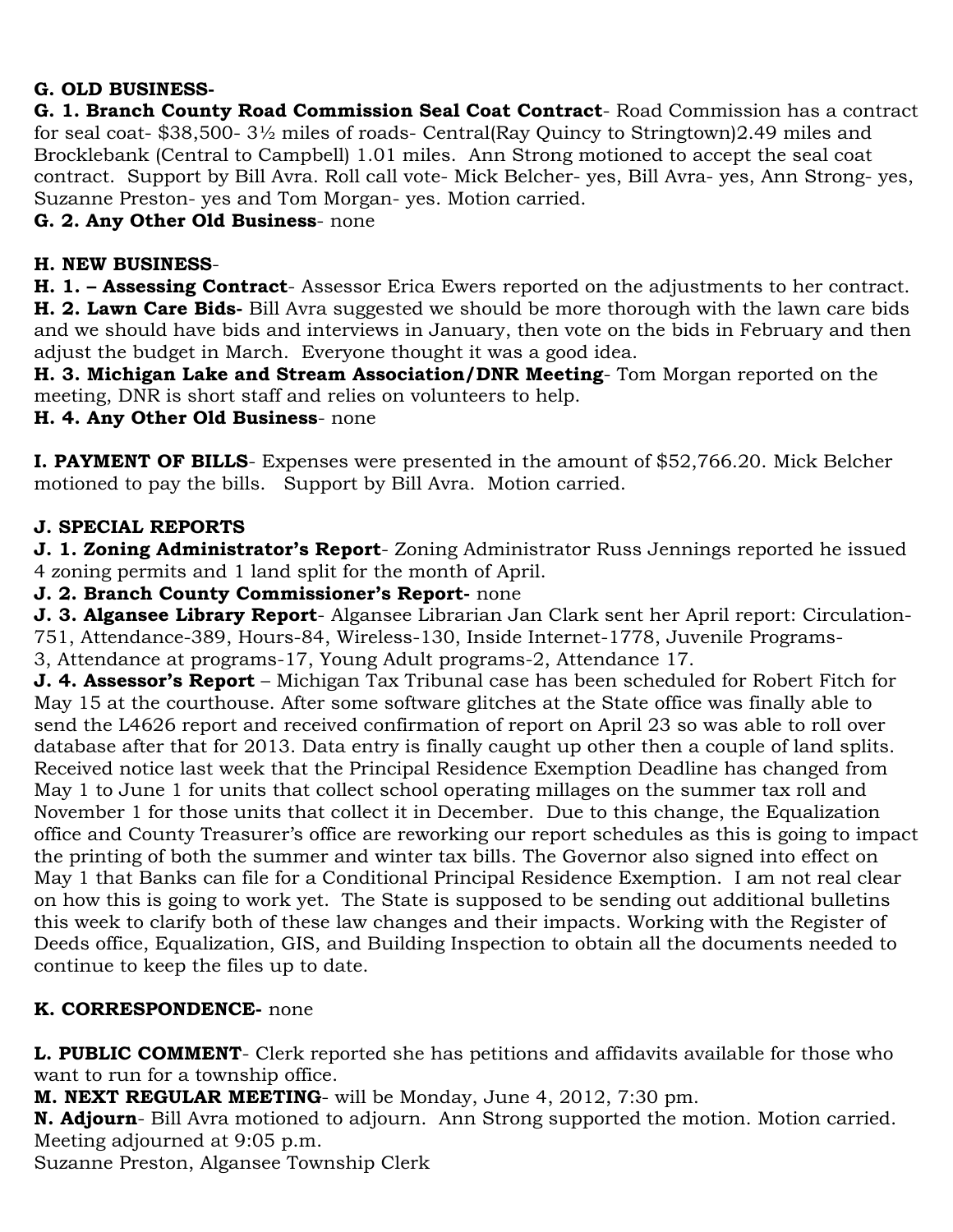**G. OLD BUSINESS-**

**G. 1. Branch County Road Commission Seal Coat Contract**- Road Commission has a contract for seal coat- $38,500- 3½ miles of roads- Central(Ray Quincy to Stringtown)2.49 miles and Brocklebank (Central to Campbell) 1.01 miles. Ann Strong motioned to accept the seal coat contract. Support by Bill Avra. Roll call vote- Mick Belcher- yes, Bill Avra- yes, Ann Strong- yes, Suzanne Preston- yes and Tom Morgan- yes. Motion carried.

**G. 2. Any Other Old Business**- none

**H. NEW BUSINESS**-

**H. 1. – Assessing Contract**- Assessor Erica Ewers reported on the adjustments to her contract.

**H. 2. Lawn Care Bids-** Bill Avra suggested we should be more thorough with the lawn care bids and we should have bids and interviews in January, then vote on the bids in February and then adjust the budget in March. Everyone thought it was a good idea.

**H. 3. Michigan Lake and Stream Association/DNR Meeting**- Tom Morgan reported on the meeting, DNR is short staff and relies on volunteers to help.

**H. 4. Any Other Old Business**- none

**I. PAYMENT OF BILLS**- Expenses were presented in the amount of $52,766.20. Mick Belcher motioned to pay the bills. Support by Bill Avra. Motion carried.

**J. SPECIAL REPORTS**

**J. 1. Zoning Administrator's Report**- Zoning Administrator Russ Jennings reported he issued 4 zoning permits and 1 land split for the month of April.

**J. 2. Branch County Commissioner's Report-** none

**J. 3. Algansee Library Report**- Algansee Librarian Jan Clark sent her April report: Circulation-751, Attendance-389, Hours-84, Wireless-130, Inside Internet-1778, Juvenile Programs-3, Attendance at programs-17, Young Adult programs-2, Attendance 17.

**J. 4. Assessor's Report** – Michigan Tax Tribunal case has been scheduled for Robert Fitch for May 15 at the courthouse. After some software glitches at the State office was finally able to send the L4626 report and received confirmation of report on April 23 so was able to roll over database after that for 2013. Data entry is finally caught up other then a couple of land splits. Received notice last week that the Principal Residence Exemption Deadline has changed from May 1 to June 1 for units that collect school operating millages on the summer tax roll and November 1 for those units that collect it in December. Due to this change, the Equalization office and County Treasurer's office are reworking our report schedules as this is going to impact the printing of both the summer and winter tax bills. The Governor also signed into effect on May 1 that Banks can file for a Conditional Principal Residence Exemption. I am not real clear on how this is going to work yet. The State is supposed to be sending out additional bulletins this week to clarify both of these law changes and their impacts. Working with the Register of Deeds office, Equalization, GIS, and Building Inspection to obtain all the documents needed to continue to keep the files up to date.

**K. CORRESPONDENCE-** none

**L. PUBLIC COMMENT**- Clerk reported she has petitions and affidavits available for those who want to run for a township office.

**M. NEXT REGULAR MEETING**- will be Monday, June 4, 2012, 7:30 pm.

**N. Adjourn**- Bill Avra motioned to adjourn. Ann Strong supported the motion. Motion carried. Meeting adjourned at 9:05 p.m.

Suzanne Preston, Algansee Township Clerk